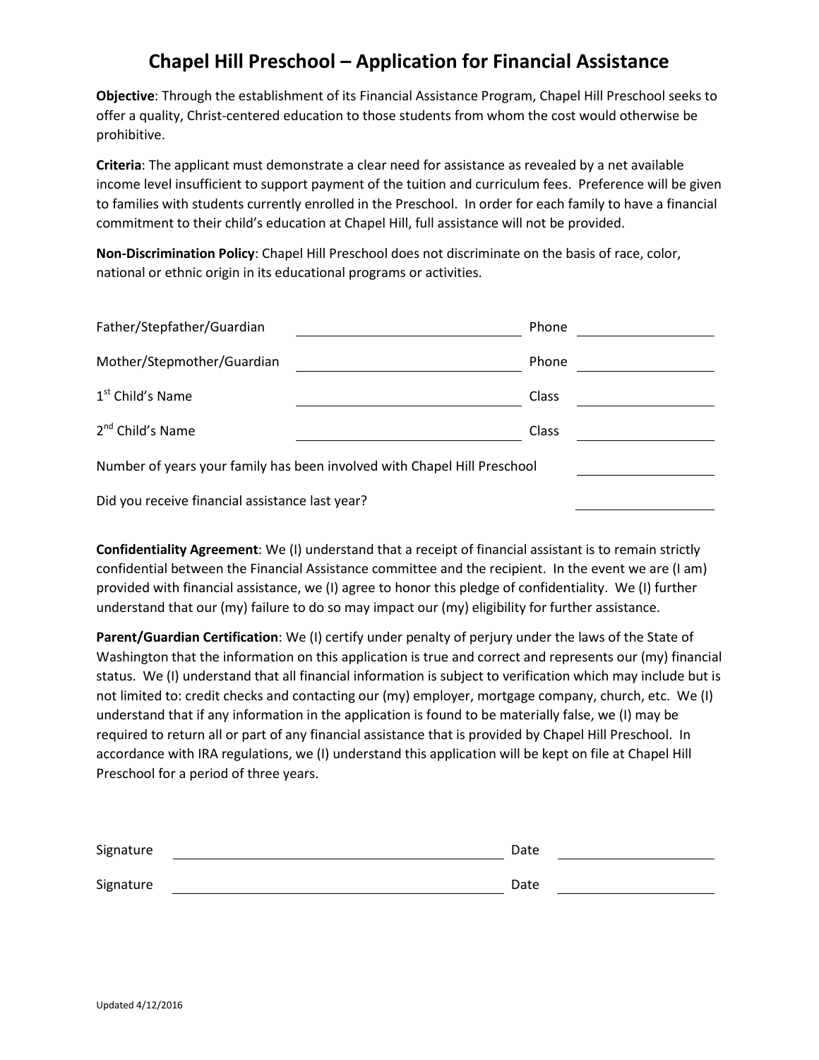# Chapel Hill Preschool – Application for Financial Assistance

**Objective**: Through the establishment of its Financial Assistance Program, Chapel Hill Preschool seeks to offer a quality, Christ-centered education to those students from whom the cost would otherwise be prohibitive.

**Criteria**: The applicant must demonstrate a clear need for assistance as revealed by a net available income level insufficient to support payment of the tuition and curriculum fees. Preference will be given to families with students currently enrolled in the Preschool. In order for each family to have a financial commitment to their child's education at Chapel Hill, full assistance will not be provided.

**Non-Discrimination Policy**: Chapel Hill Preschool does not discriminate on the basis of race, color, national or ethnic origin in its educational programs or activities.

Father/Stepfather/Guardian \_\_\_\_\_\_\_\_\_\_\_\_\_\_\_\_\_\_\_\_\_\_\_\_ Phone \_\_\_\_\_\_\_\_\_\_\_\_\_\_\_

Mother/Stepmother/Guardian \_\_\_\_\_\_\_\_\_\_\_\_\_\_\_\_\_\_\_\_\_\_\_\_ Phone \_\_\_\_\_\_\_\_\_\_\_\_\_\_\_

1st Child's Name \_\_\_\_\_\_\_\_\_\_\_\_\_\_\_\_\_\_\_\_\_\_\_\_ Class \_\_\_\_\_\_\_\_\_\_\_\_\_\_\_

2nd Child's Name \_\_\_\_\_\_\_\_\_\_\_\_\_\_\_\_\_\_\_\_\_\_\_\_ Class \_\_\_\_\_\_\_\_\_\_\_\_\_\_\_

Number of years your family has been involved with Chapel Hill Preschool \_\_\_\_\_\_\_\_\_\_\_\_\_\_\_

Did you receive financial assistance last year? \_\_\_\_\_\_\_\_\_\_\_\_\_\_\_

**Confidentiality Agreement**: We (I) understand that a receipt of financial assistant is to remain strictly confidential between the Financial Assistance committee and the recipient. In the event we are (I am) provided with financial assistance, we (I) agree to honor this pledge of confidentiality. We (I) further understand that our (my) failure to do so may impact our (my) eligibility for further assistance.

**Parent/Guardian Certification**: We (I) certify under penalty of perjury under the laws of the State of Washington that the information on this application is true and correct and represents our (my) financial status. We (I) understand that all financial information is subject to verification which may include but is not limited to: credit checks and contacting our (my) employer, mortgage company, church, etc. We (I) understand that if any information in the application is found to be materially false, we (I) may be required to return all or part of any financial assistance that is provided by Chapel Hill Preschool. In accordance with IRA regulations, we (I) understand this application will be kept on file at Chapel Hill Preschool for a period of three years.

Signature \_\_\_\_\_\_\_\_\_\_\_\_\_\_\_\_\_\_\_\_\_\_\_\_\_\_\_\_\_\_\_\_ Date \_\_\_\_\_\_\_\_\_\_\_\_\_\_\_

Signature \_\_\_\_\_\_\_\_\_\_\_\_\_\_\_\_\_\_\_\_\_\_\_\_\_\_\_\_\_\_\_\_ Date \_\_\_\_\_\_\_\_\_\_\_\_\_\_\_

Updated 4/12/2016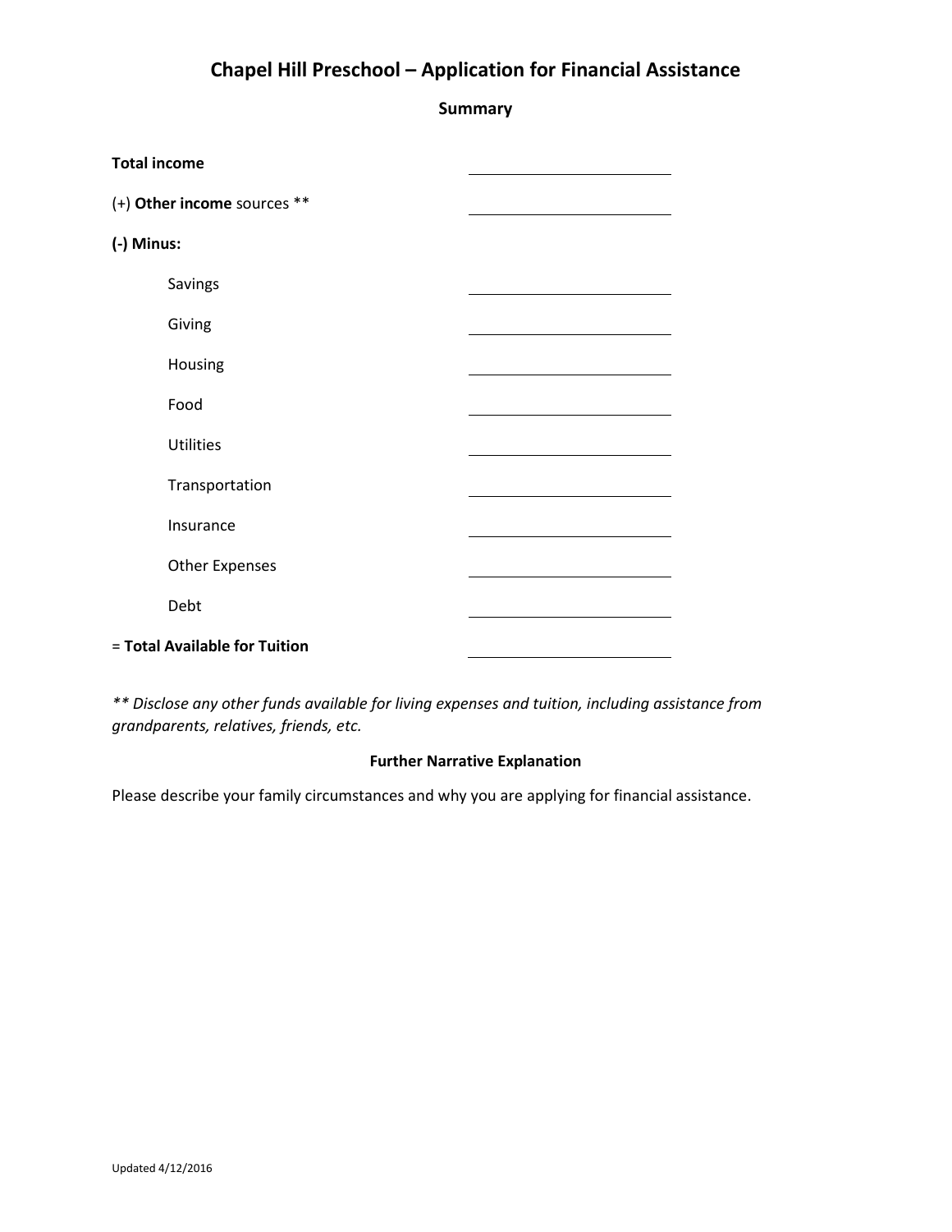# Chapel Hill Preschool – Application for Financial Assistance

## Summary

| | |
|---|---|
| **Total income** | ______________ |
| (+) **Other income** sources ** | ______________ |
| **(-) Minus:** | |
| Savings | ______________ |
| Giving | ______________ |
| Housing | ______________ |
| Food | ______________ |
| Utilities | ______________ |
| Transportation | ______________ |
| Insurance | ______________ |
| Other Expenses | ______________ |
| Debt | ______________ |
| = **Total Available for Tuition** | ______________ |

*** Disclose any other funds available for living expenses and tuition, including assistance from grandparents, relatives, friends, etc.*

### Further Narrative Explanation

Please describe your family circumstances and why you are applying for financial assistance.

Updated 4/12/2016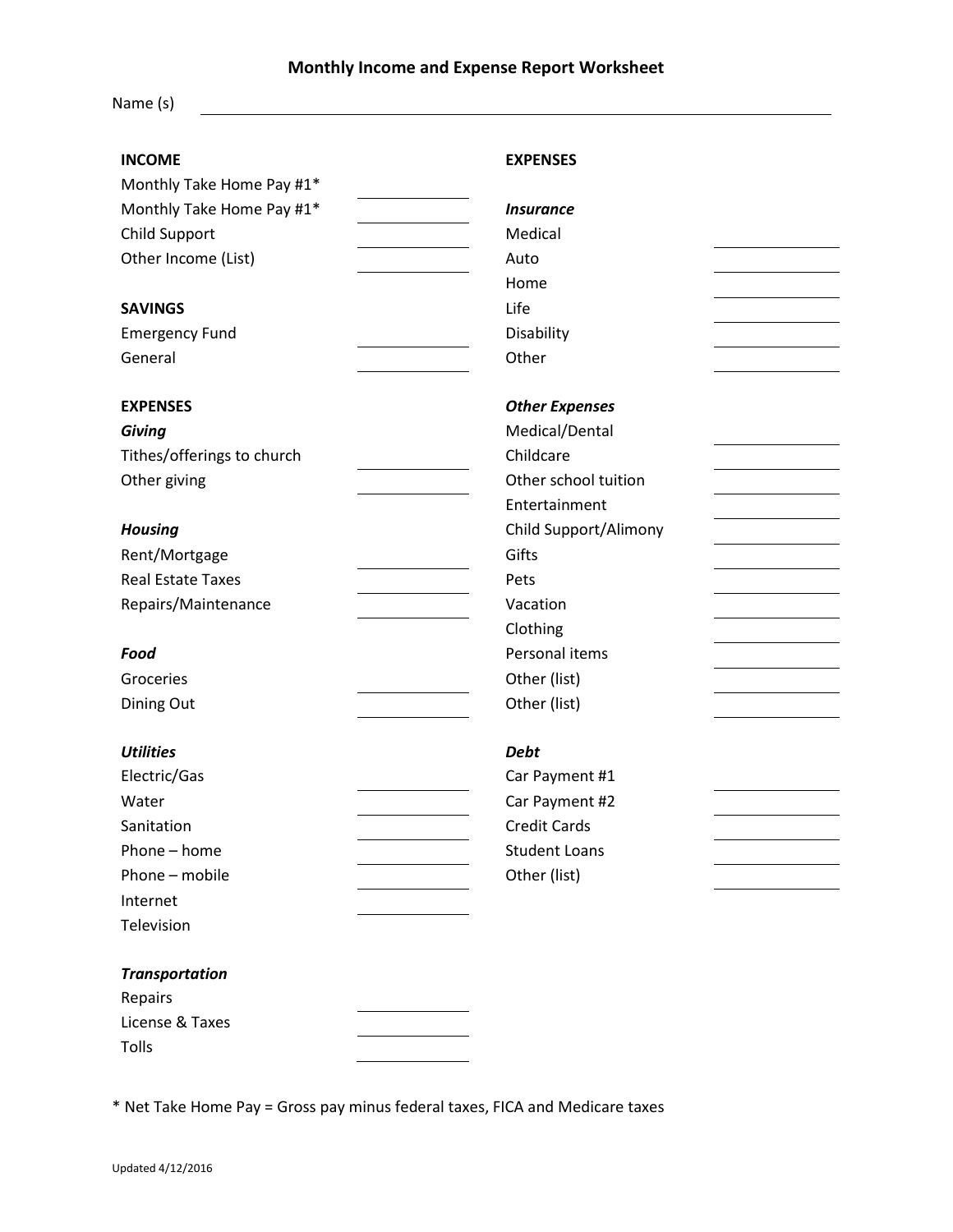# Monthly Income and Expense Report Worksheet

Name (s) ______________________________

**INCOME**

| | |
|---|---|
| Monthly Take Home Pay #1* | |
| Monthly Take Home Pay #1* | |
| Child Support | |
| Other Income (List) | |

**SAVINGS**

| | |
|---|---|
| Emergency Fund | |
| General | |

**EXPENSES**

***Giving***

| | |
|---|---|
| Tithes/offerings to church | |
| Other giving | |

***Housing***

| | |
|---|---|
| Rent/Mortgage | |
| Real Estate Taxes | |
| Repairs/Maintenance | |

***Food***

| | |
|---|---|
| Groceries | |
| Dining Out | |

***Utilities***

| | |
|---|---|
| Electric/Gas | |
| Water | |
| Sanitation | |
| Phone – home | |
| Phone – mobile | |
| Internet | |
| Television | |

***Transportation***

| | |
|---|---|
| Repairs | |
| License & Taxes | |
| Tolls | |

**EXPENSES**

***Insurance***

| | |
|---|---|
| Medical | |
| Auto | |
| Home | |
| Life | |
| Disability | |
| Other | |

***Other Expenses***

| | |
|---|---|
| Medical/Dental | |
| Childcare | |
| Other school tuition | |
| Entertainment | |
| Child Support/Alimony | |
| Gifts | |
| Pets | |
| Vacation | |
| Clothing | |
| Personal items | |
| Other (list) | |
| Other (list) | |

***Debt***

| | |
|---|---|
| Car Payment #1 | |
| Car Payment #2 | |
| Credit Cards | |
| Student Loans | |
| Other (list) | |

* Net Take Home Pay = Gross pay minus federal taxes, FICA and Medicare taxes

Updated 4/12/2016